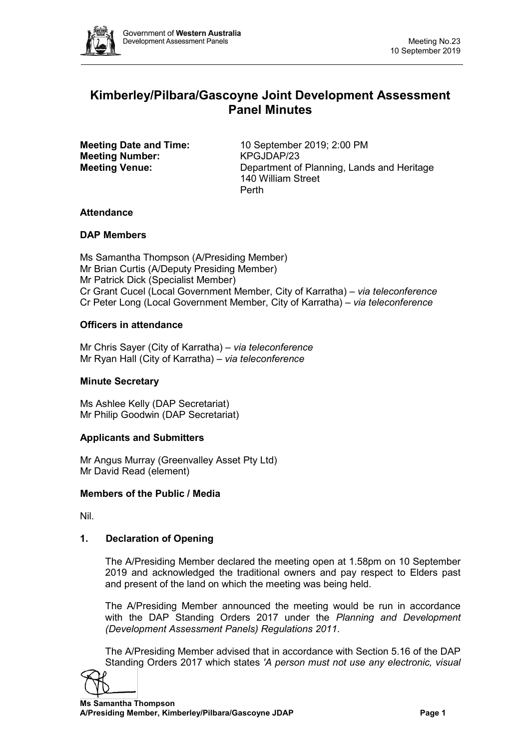# Kimberley/Pilbara/Gascoyne Joint Development Assessment Panel Minutes

**Meeting Date and Time:** 10 September 2019; 2:00 PM
**Meeting Number:** KPGJDAP/23
**Meeting Venue:** Department of Planning, Lands and Heritage
140 William Street
Perth

### Attendance

**DAP Members**

Ms Samantha Thompson (A/Presiding Member)
Mr Brian Curtis (A/Deputy Presiding Member)
Mr Patrick Dick (Specialist Member)
Cr Grant Cucel (Local Government Member, City of Karratha) – *via teleconference*
Cr Peter Long (Local Government Member, City of Karratha) – *via teleconference*

**Officers in attendance**

Mr Chris Sayer (City of Karratha) – *via teleconference*
Mr Ryan Hall (City of Karratha) – *via teleconference*

**Minute Secretary**

Ms Ashlee Kelly (DAP Secretariat)
Mr Philip Goodwin (DAP Secretariat)

**Applicants and Submitters**

Mr Angus Murray (Greenvalley Asset Pty Ltd)
Mr David Read (element)

**Members of the Public / Media**

Nil.

### 1. Declaration of Opening

The A/Presiding Member declared the meeting open at 1.58pm on 10 September 2019 and acknowledged the traditional owners and pay respect to Elders past and present of the land on which the meeting was being held.

The A/Presiding Member announced the meeting would be run in accordance with the DAP Standing Orders 2017 under the *Planning and Development (Development Assessment Panels) Regulations 2011*.

The A/Presiding Member advised that in accordance with Section 5.16 of the DAP Standing Orders 2017 which states *'A person must not use any electronic, visual*

**Ms Samantha Thompson**
**A/Presiding Member, Kimberley/Pilbara/Gascoyne JDAP**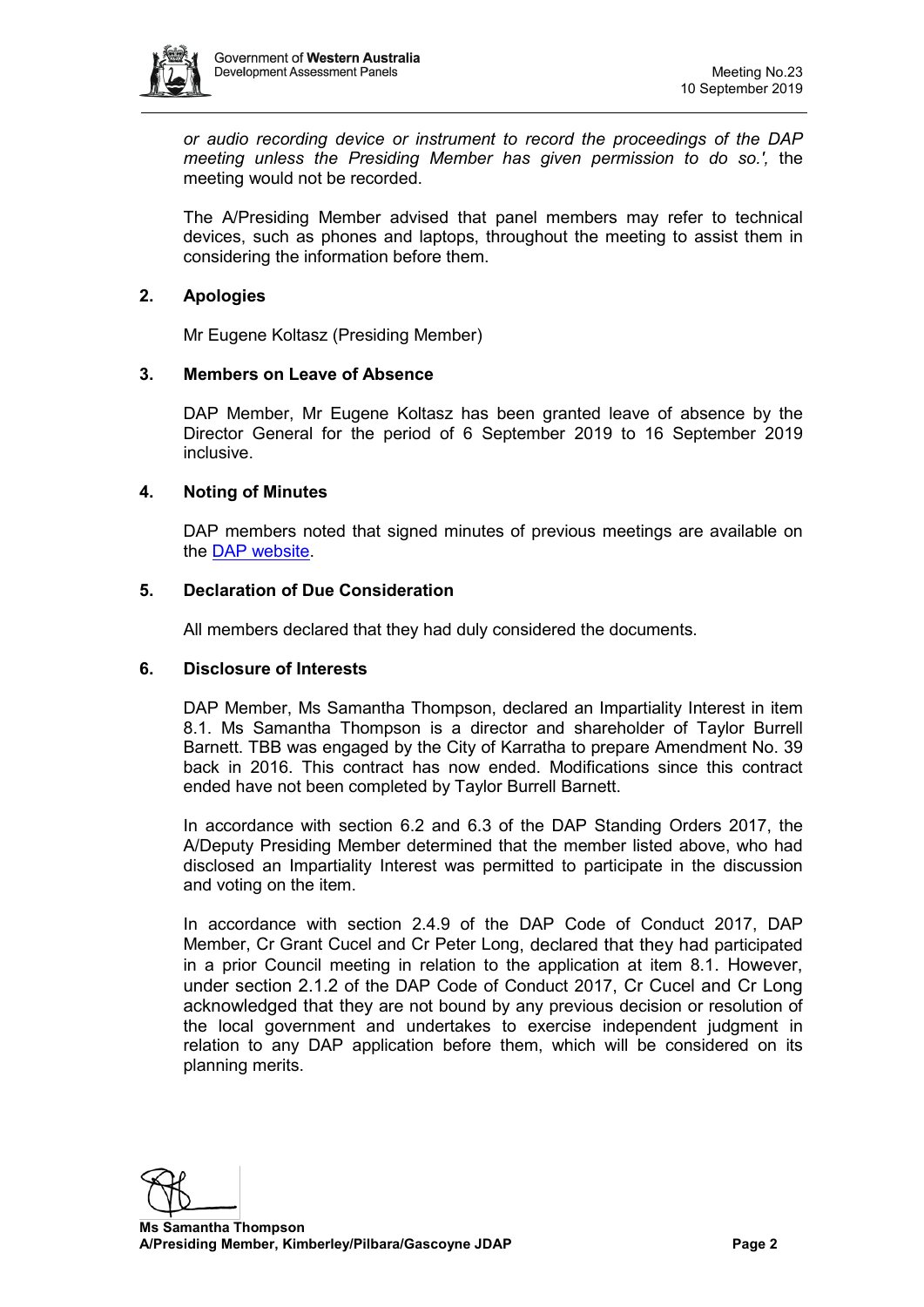*or audio recording device or instrument to record the proceedings of the DAP meeting unless the Presiding Member has given permission to do so.',* the meeting would not be recorded.

The A/Presiding Member advised that panel members may refer to technical devices, such as phones and laptops, throughout the meeting to assist them in considering the information before them.

## 2. Apologies

Mr Eugene Koltasz (Presiding Member)

## 3. Members on Leave of Absence

DAP Member, Mr Eugene Koltasz has been granted leave of absence by the Director General for the period of 6 September 2019 to 16 September 2019 inclusive.

## 4. Noting of Minutes

DAP members noted that signed minutes of previous meetings are available on the [DAP website](DAP website).

## 5. Declaration of Due Consideration

All members declared that they had duly considered the documents.

## 6. Disclosure of Interests

DAP Member, Ms Samantha Thompson, declared an Impartiality Interest in item 8.1. Ms Samantha Thompson is a director and shareholder of Taylor Burrell Barnett. TBB was engaged by the City of Karratha to prepare Amendment No. 39 back in 2016. This contract has now ended. Modifications since this contract ended have not been completed by Taylor Burrell Barnett.

In accordance with section 6.2 and 6.3 of the DAP Standing Orders 2017, the A/Deputy Presiding Member determined that the member listed above, who had disclosed an Impartiality Interest was permitted to participate in the discussion and voting on the item.

In accordance with section 2.4.9 of the DAP Code of Conduct 2017, DAP Member, Cr Grant Cucel and Cr Peter Long, declared that they had participated in a prior Council meeting in relation to the application at item 8.1. However, under section 2.1.2 of the DAP Code of Conduct 2017, Cr Cucel and Cr Long acknowledged that they are not bound by any previous decision or resolution of the local government and undertakes to exercise independent judgment in relation to any DAP application before them, which will be considered on its planning merits.

**Ms Samantha Thompson**
**A/Presiding Member, Kimberley/Pilbara/Gascoyne JDAP**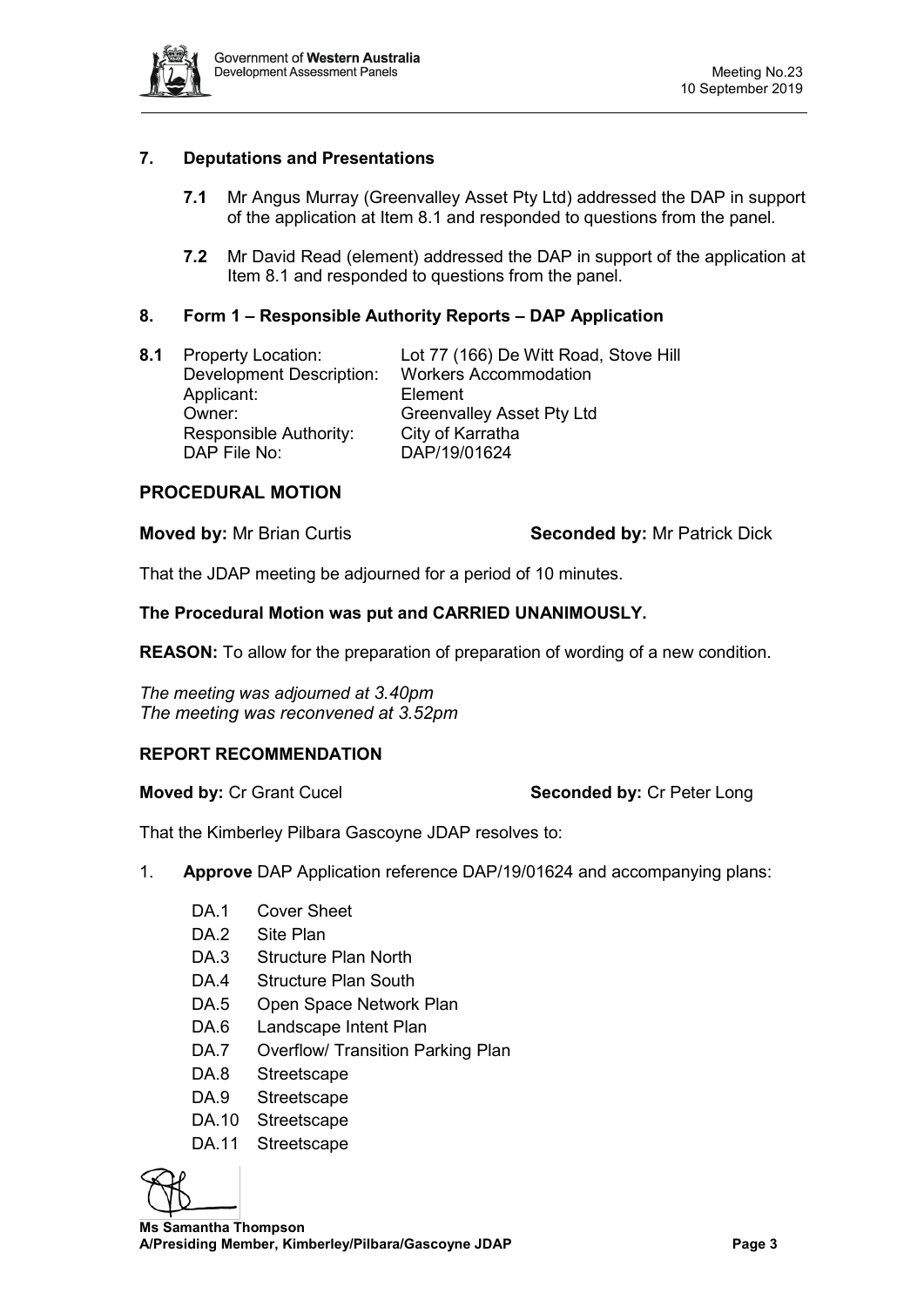## 7. Deputations and Presentations

**7.1** Mr Angus Murray (Greenvalley Asset Pty Ltd) addressed the DAP in support of the application at Item 8.1 and responded to questions from the panel.

**7.2** Mr David Read (element) addressed the DAP in support of the application at Item 8.1 and responded to questions from the panel.

## 8. Form 1 – Responsible Authority Reports – DAP Application

**8.1**

| | |
|---|---|
| Property Location: | Lot 77 (166) De Witt Road, Stove Hill |
| Development Description: | Workers Accommodation |
| Applicant: | Element |
| Owner: | Greenvalley Asset Pty Ltd |
| Responsible Authority: | City of Karratha |
| DAP File No: | DAP/19/01624 |

### PROCEDURAL MOTION

**Moved by:** Mr Brian Curtis **Seconded by:** Mr Patrick Dick

That the JDAP meeting be adjourned for a period of 10 minutes.

**The Procedural Motion was put and CARRIED UNANIMOUSLY.**

**REASON:** To allow for the preparation of preparation of wording of a new condition.

*The meeting was adjourned at 3.40pm*
*The meeting was reconvened at 3.52pm*

### REPORT RECOMMENDATION

**Moved by:** Cr Grant Cucel **Seconded by:** Cr Peter Long

That the Kimberley Pilbara Gascoyne JDAP resolves to:

1. **Approve** DAP Application reference DAP/19/01624 and accompanying plans:

   - DA.1 Cover Sheet
   - DA.2 Site Plan
   - DA.3 Structure Plan North
   - DA.4 Structure Plan South
   - DA.5 Open Space Network Plan
   - DA.6 Landscape Intent Plan
   - DA.7 Overflow/ Transition Parking Plan
   - DA.8 Streetscape
   - DA.9 Streetscape
   - DA.10 Streetscape
   - DA.11 Streetscape

**Ms Samantha Thompson**
**A/Presiding Member, Kimberley/Pilbara/Gascoyne JDAP**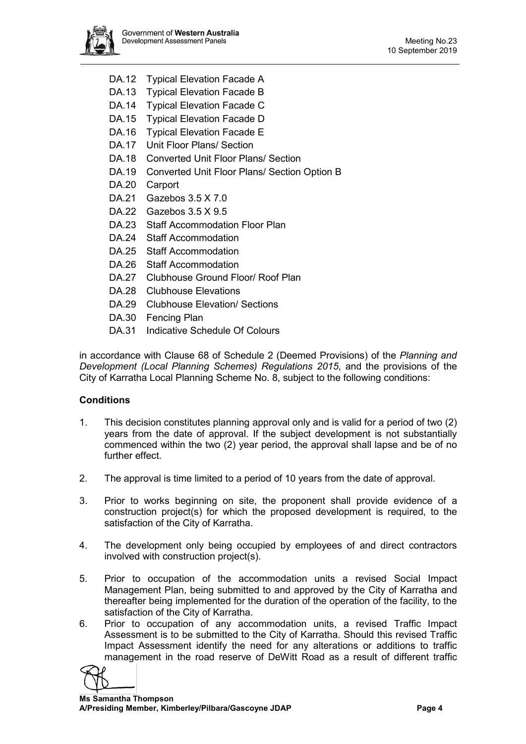- DA.12 Typical Elevation Facade A
- DA.13 Typical Elevation Facade B
- DA.14 Typical Elevation Facade C
- DA.15 Typical Elevation Facade D
- DA.16 Typical Elevation Facade E
- DA.17 Unit Floor Plans/ Section
- DA.18 Converted Unit Floor Plans/ Section
- DA.19 Converted Unit Floor Plans/ Section Option B
- DA.20 Carport
- DA.21 Gazebos 3.5 X 7.0
- DA.22 Gazebos 3.5 X 9.5
- DA.23 Staff Accommodation Floor Plan
- DA.24 Staff Accommodation
- DA.25 Staff Accommodation
- DA.26 Staff Accommodation
- DA.27 Clubhouse Ground Floor/ Roof Plan
- DA.28 Clubhouse Elevations
- DA.29 Clubhouse Elevation/ Sections
- DA.30 Fencing Plan
- DA.31 Indicative Schedule Of Colours

in accordance with Clause 68 of Schedule 2 (Deemed Provisions) of the *Planning and Development (Local Planning Schemes) Regulations 2015*, and the provisions of the City of Karratha Local Planning Scheme No. 8, subject to the following conditions:

**Conditions**

1. This decision constitutes planning approval only and is valid for a period of two (2) years from the date of approval. If the subject development is not substantially commenced within the two (2) year period, the approval shall lapse and be of no further effect.

2. The approval is time limited to a period of 10 years from the date of approval.

3. Prior to works beginning on site, the proponent shall provide evidence of a construction project(s) for which the proposed development is required, to the satisfaction of the City of Karratha.

4. The development only being occupied by employees of and direct contractors involved with construction project(s).

5. Prior to occupation of the accommodation units a revised Social Impact Management Plan, being submitted to and approved by the City of Karratha and thereafter being implemented for the duration of the operation of the facility, to the satisfaction of the City of Karratha.
6. Prior to occupation of any accommodation units, a revised Traffic Impact Assessment is to be submitted to the City of Karratha. Should this revised Traffic Impact Assessment identify the need for any alterations or additions to traffic management in the road reserve of DeWitt Road as a result of different traffic

**Ms Samantha Thompson**
**A/Presiding Member, Kimberley/Pilbara/Gascoyne JDAP**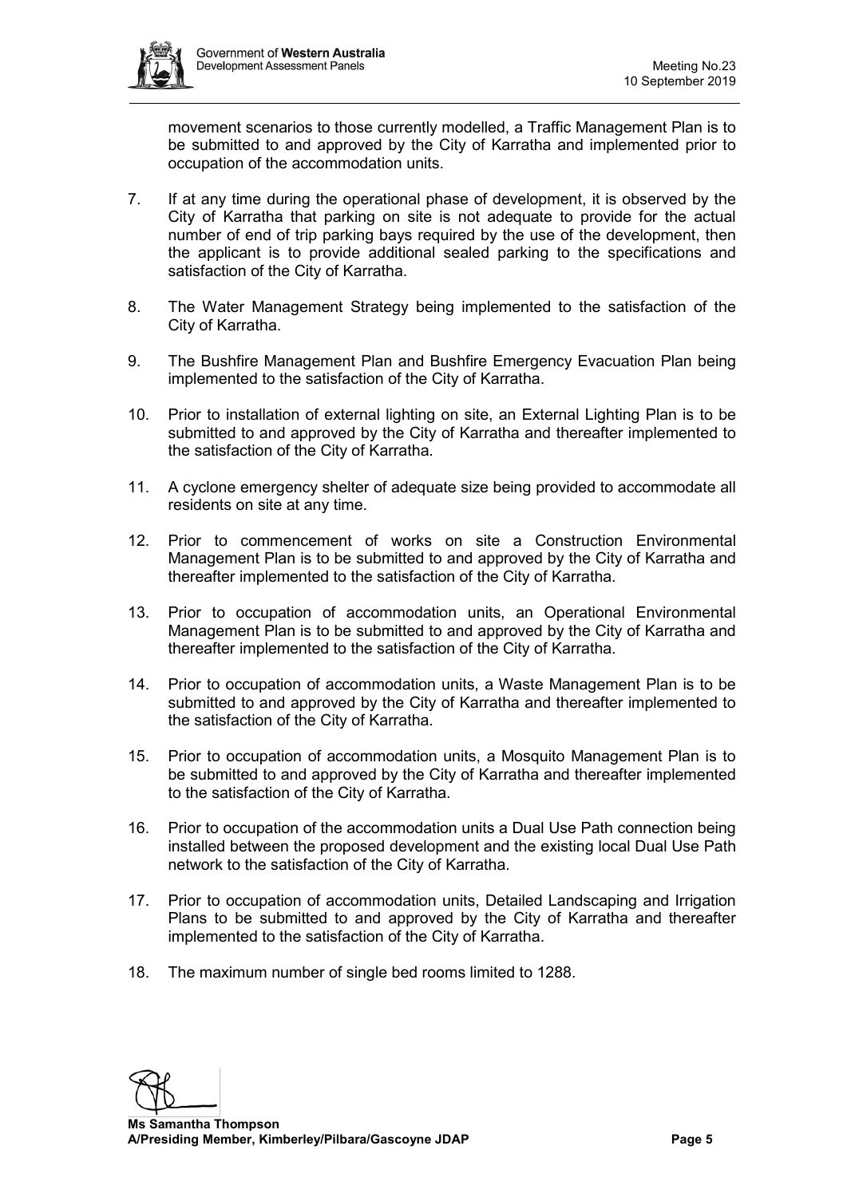movement scenarios to those currently modelled, a Traffic Management Plan is to be submitted to and approved by the City of Karratha and implemented prior to occupation of the accommodation units.

7. If at any time during the operational phase of development, it is observed by the City of Karratha that parking on site is not adequate to provide for the actual number of end of trip parking bays required by the use of the development, then the applicant is to provide additional sealed parking to the specifications and satisfaction of the City of Karratha.

8. The Water Management Strategy being implemented to the satisfaction of the City of Karratha.

9. The Bushfire Management Plan and Bushfire Emergency Evacuation Plan being implemented to the satisfaction of the City of Karratha.

10. Prior to installation of external lighting on site, an External Lighting Plan is to be submitted to and approved by the City of Karratha and thereafter implemented to the satisfaction of the City of Karratha.

11. A cyclone emergency shelter of adequate size being provided to accommodate all residents on site at any time.

12. Prior to commencement of works on site a Construction Environmental Management Plan is to be submitted to and approved by the City of Karratha and thereafter implemented to the satisfaction of the City of Karratha.

13. Prior to occupation of accommodation units, an Operational Environmental Management Plan is to be submitted to and approved by the City of Karratha and thereafter implemented to the satisfaction of the City of Karratha.

14. Prior to occupation of accommodation units, a Waste Management Plan is to be submitted to and approved by the City of Karratha and thereafter implemented to the satisfaction of the City of Karratha.

15. Prior to occupation of accommodation units, a Mosquito Management Plan is to be submitted to and approved by the City of Karratha and thereafter implemented to the satisfaction of the City of Karratha.

16. Prior to occupation of the accommodation units a Dual Use Path connection being installed between the proposed development and the existing local Dual Use Path network to the satisfaction of the City of Karratha.

17. Prior to occupation of accommodation units, Detailed Landscaping and Irrigation Plans to be submitted to and approved by the City of Karratha and thereafter implemented to the satisfaction of the City of Karratha.

18. The maximum number of single bed rooms limited to 1288.

**Ms Samantha Thompson**
**A/Presiding Member, Kimberley/Pilbara/Gascoyne JDAP**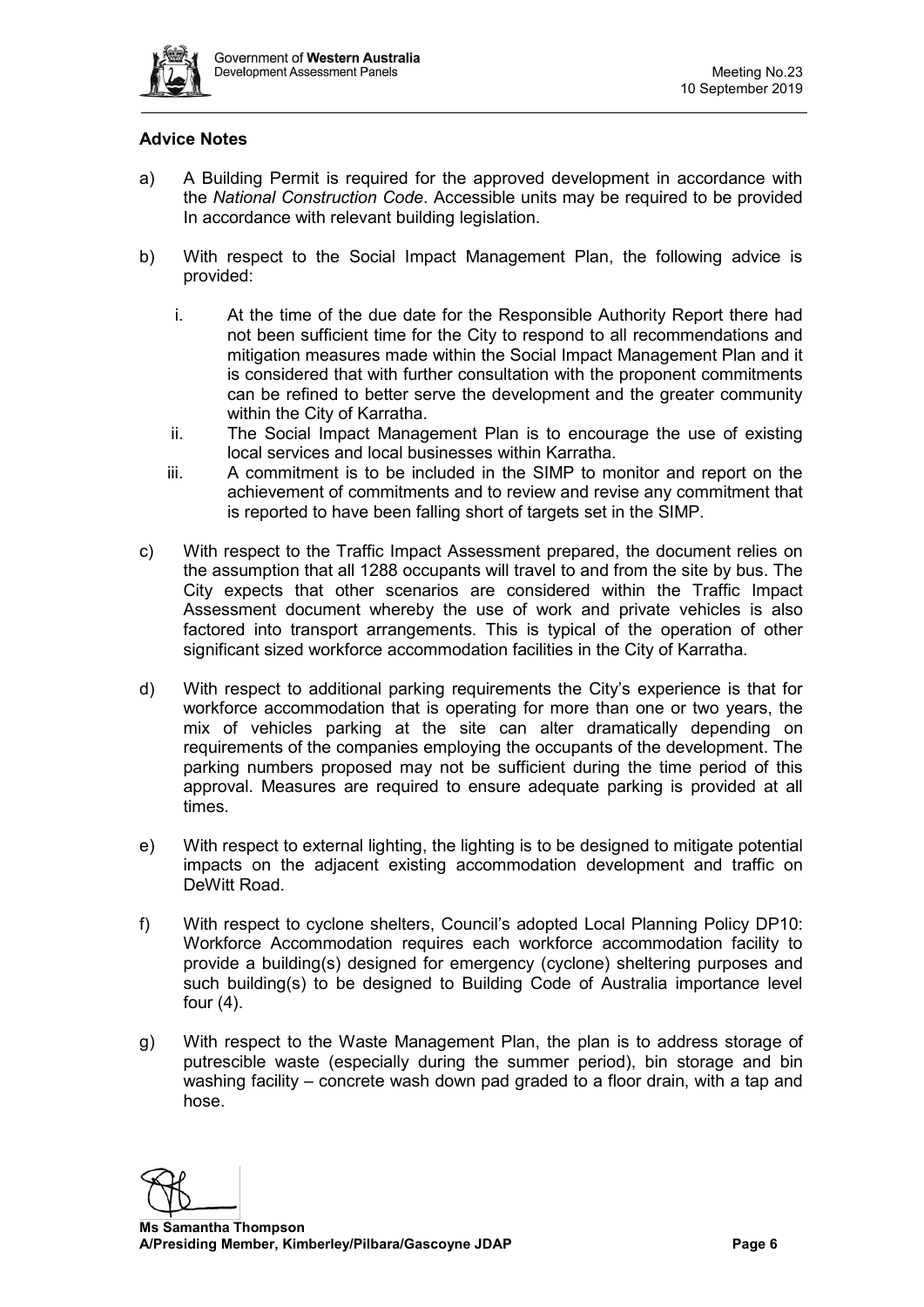### Advice Notes

a) A Building Permit is required for the approved development in accordance with the *National Construction Code*. Accessible units may be required to be provided In accordance with relevant building legislation.

b) With respect to the Social Impact Management Plan, the following advice is provided:

   i. At the time of the due date for the Responsible Authority Report there had not been sufficient time for the City to respond to all recommendations and mitigation measures made within the Social Impact Management Plan and it is considered that with further consultation with the proponent commitments can be refined to better serve the development and the greater community within the City of Karratha.

   ii. The Social Impact Management Plan is to encourage the use of existing local services and local businesses within Karratha.

   iii. A commitment is to be included in the SIMP to monitor and report on the achievement of commitments and to review and revise any commitment that is reported to have been falling short of targets set in the SIMP.

c) With respect to the Traffic Impact Assessment prepared, the document relies on the assumption that all 1288 occupants will travel to and from the site by bus. The City expects that other scenarios are considered within the Traffic Impact Assessment document whereby the use of work and private vehicles is also factored into transport arrangements. This is typical of the operation of other significant sized workforce accommodation facilities in the City of Karratha.

d) With respect to additional parking requirements the City's experience is that for workforce accommodation that is operating for more than one or two years, the mix of vehicles parking at the site can alter dramatically depending on requirements of the companies employing the occupants of the development. The parking numbers proposed may not be sufficient during the time period of this approval. Measures are required to ensure adequate parking is provided at all times.

e) With respect to external lighting, the lighting is to be designed to mitigate potential impacts on the adjacent existing accommodation development and traffic on DeWitt Road.

f) With respect to cyclone shelters, Council's adopted Local Planning Policy DP10: Workforce Accommodation requires each workforce accommodation facility to provide a building(s) designed for emergency (cyclone) sheltering purposes and such building(s) to be designed to Building Code of Australia importance level four (4).

g) With respect to the Waste Management Plan, the plan is to address storage of putrescible waste (especially during the summer period), bin storage and bin washing facility – concrete wash down pad graded to a floor drain, with a tap and hose.

**Ms Samantha Thompson**
**A/Presiding Member, Kimberley/Pilbara/Gascoyne JDAP**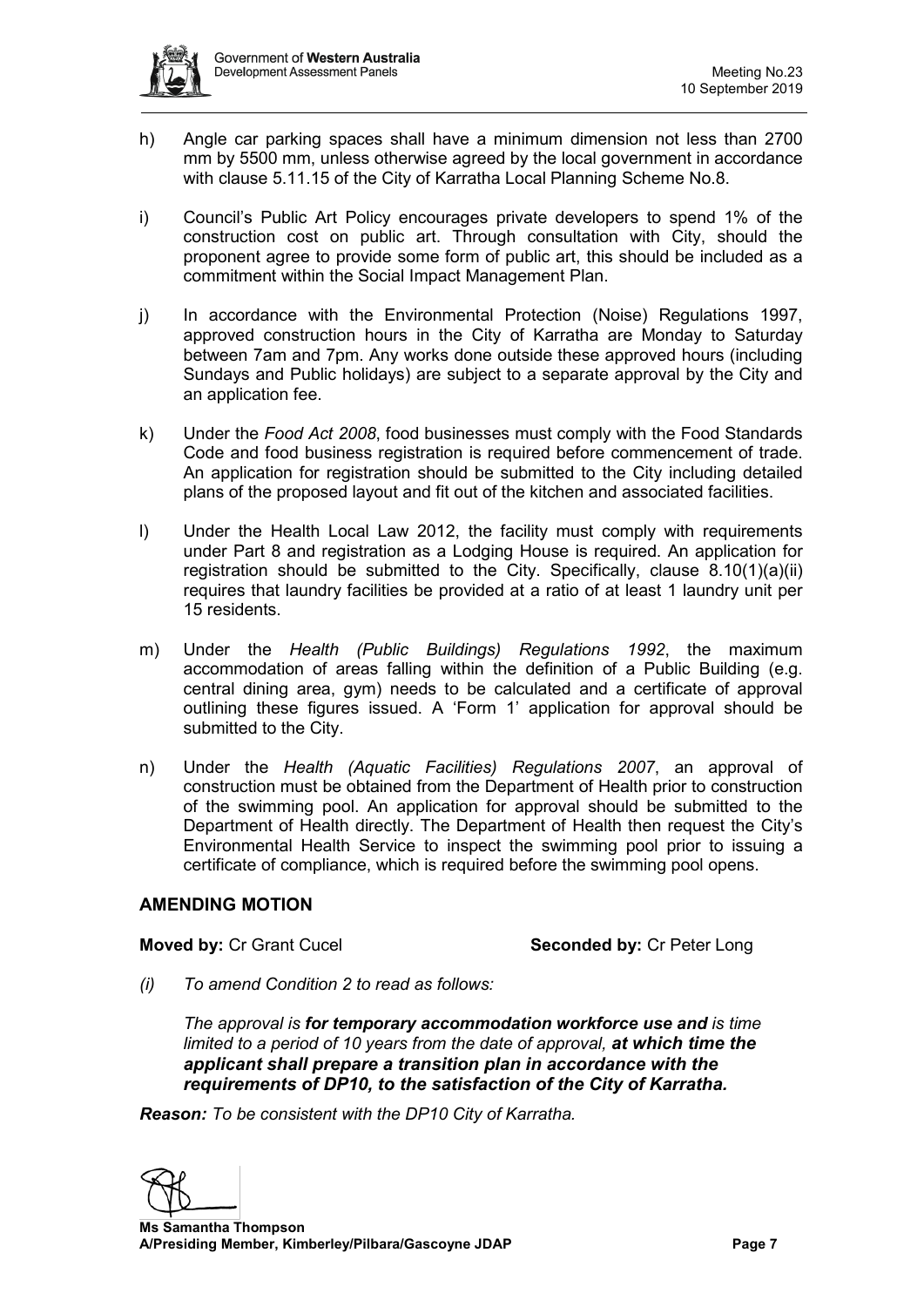h) Angle car parking spaces shall have a minimum dimension not less than 2700 mm by 5500 mm, unless otherwise agreed by the local government in accordance with clause 5.11.15 of the City of Karratha Local Planning Scheme No.8.

i) Council's Public Art Policy encourages private developers to spend 1% of the construction cost on public art. Through consultation with City, should the proponent agree to provide some form of public art, this should be included as a commitment within the Social Impact Management Plan.

j) In accordance with the Environmental Protection (Noise) Regulations 1997, approved construction hours in the City of Karratha are Monday to Saturday between 7am and 7pm. Any works done outside these approved hours (including Sundays and Public holidays) are subject to a separate approval by the City and an application fee.

k) Under the *Food Act 2008*, food businesses must comply with the Food Standards Code and food business registration is required before commencement of trade. An application for registration should be submitted to the City including detailed plans of the proposed layout and fit out of the kitchen and associated facilities.

l) Under the Health Local Law 2012, the facility must comply with requirements under Part 8 and registration as a Lodging House is required. An application for registration should be submitted to the City. Specifically, clause 8.10(1)(a)(ii) requires that laundry facilities be provided at a ratio of at least 1 laundry unit per 15 residents.

m) Under the *Health (Public Buildings) Regulations 1992*, the maximum accommodation of areas falling within the definition of a Public Building (e.g. central dining area, gym) needs to be calculated and a certificate of approval outlining these figures issued. A 'Form 1' application for approval should be submitted to the City.

n) Under the *Health (Aquatic Facilities) Regulations 2007*, an approval of construction must be obtained from the Department of Health prior to construction of the swimming pool. An application for approval should be submitted to the Department of Health directly. The Department of Health then request the City's Environmental Health Service to inspect the swimming pool prior to issuing a certificate of compliance, which is required before the swimming pool opens.

## AMENDING MOTION

**Moved by:** Cr Grant Cucel **Seconded by:** Cr Peter Long

*(i) To amend Condition 2 to read as follows:*

*The approval is **for temporary accommodation workforce use and** is time limited to a period of 10 years from the date of approval, **at which time the applicant shall prepare a transition plan in accordance with the requirements of DP10, to the satisfaction of the City of Karratha.***

***Reason:** To be consistent with the DP10 City of Karratha.*

**Ms Samantha Thompson**
**A/Presiding Member, Kimberley/Pilbara/Gascoyne JDAP**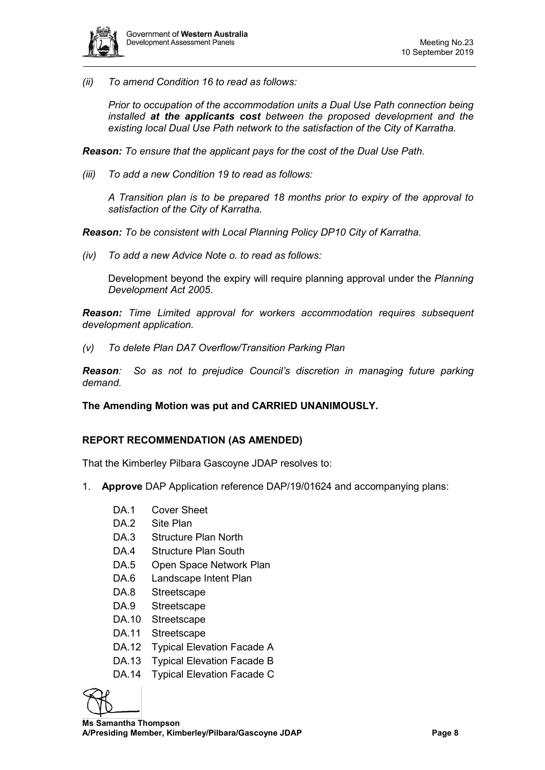*(ii) To amend Condition 16 to read as follows:*

*Prior to occupation of the accommodation units a Dual Use Path connection being installed* ***at the applicants cost*** *between the proposed development and the existing local Dual Use Path network to the satisfaction of the City of Karratha.*

***Reason:*** *To ensure that the applicant pays for the cost of the Dual Use Path.*

*(iii) To add a new Condition 19 to read as follows:*

*A Transition plan is to be prepared 18 months prior to expiry of the approval to satisfaction of the City of Karratha.*

***Reason:*** *To be consistent with Local Planning Policy DP10 City of Karratha.*

*(iv) To add a new Advice Note o. to read as follows:*

Development beyond the expiry will require planning approval under the *Planning Development Act 2005*.

***Reason:*** *Time Limited approval for workers accommodation requires subsequent development application.*

*(v) To delete Plan DA7 Overflow/Transition Parking Plan*

***Reason****: So as not to prejudice Council's discretion in managing future parking demand.*

**The Amending Motion was put and CARRIED UNANIMOUSLY.**

**REPORT RECOMMENDATION (AS AMENDED)**

That the Kimberley Pilbara Gascoyne JDAP resolves to:

1. **Approve** DAP Application reference DAP/19/01624 and accompanying plans:

   - DA.1 Cover Sheet
   - DA.2 Site Plan
   - DA.3 Structure Plan North
   - DA.4 Structure Plan South
   - DA.5 Open Space Network Plan
   - DA.6 Landscape Intent Plan
   - DA.8 Streetscape
   - DA.9 Streetscape
   - DA.10 Streetscape
   - DA.11 Streetscape
   - DA.12 Typical Elevation Facade A
   - DA.13 Typical Elevation Facade B
   - DA.14 Typical Elevation Facade C

**Ms Samantha Thompson**
**A/Presiding Member, Kimberley/Pilbara/Gascoyne JDAP**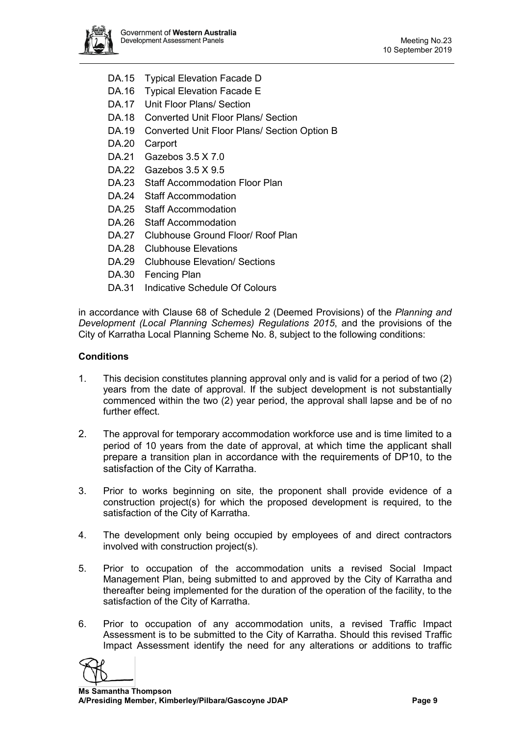- DA.15 Typical Elevation Facade D
- DA.16 Typical Elevation Facade E
- DA.17 Unit Floor Plans/ Section
- DA.18 Converted Unit Floor Plans/ Section
- DA.19 Converted Unit Floor Plans/ Section Option B
- DA.20 Carport
- DA.21 Gazebos 3.5 X 7.0
- DA.22 Gazebos 3.5 X 9.5
- DA.23 Staff Accommodation Floor Plan
- DA.24 Staff Accommodation
- DA.25 Staff Accommodation
- DA.26 Staff Accommodation
- DA.27 Clubhouse Ground Floor/ Roof Plan
- DA.28 Clubhouse Elevations
- DA.29 Clubhouse Elevation/ Sections
- DA.30 Fencing Plan
- DA.31 Indicative Schedule Of Colours

in accordance with Clause 68 of Schedule 2 (Deemed Provisions) of the *Planning and Development (Local Planning Schemes) Regulations 2015*, and the provisions of the City of Karratha Local Planning Scheme No. 8, subject to the following conditions:

**Conditions**

1. This decision constitutes planning approval only and is valid for a period of two (2) years from the date of approval. If the subject development is not substantially commenced within the two (2) year period, the approval shall lapse and be of no further effect.

2. The approval for temporary accommodation workforce use and is time limited to a period of 10 years from the date of approval, at which time the applicant shall prepare a transition plan in accordance with the requirements of DP10, to the satisfaction of the City of Karratha.

3. Prior to works beginning on site, the proponent shall provide evidence of a construction project(s) for which the proposed development is required, to the satisfaction of the City of Karratha.

4. The development only being occupied by employees of and direct contractors involved with construction project(s).

5. Prior to occupation of the accommodation units a revised Social Impact Management Plan, being submitted to and approved by the City of Karratha and thereafter being implemented for the duration of the operation of the facility, to the satisfaction of the City of Karratha.

6. Prior to occupation of any accommodation units, a revised Traffic Impact Assessment is to be submitted to the City of Karratha. Should this revised Traffic Impact Assessment identify the need for any alterations or additions to traffic

**Ms Samantha Thompson**
**A/Presiding Member, Kimberley/Pilbara/Gascoyne JDAP**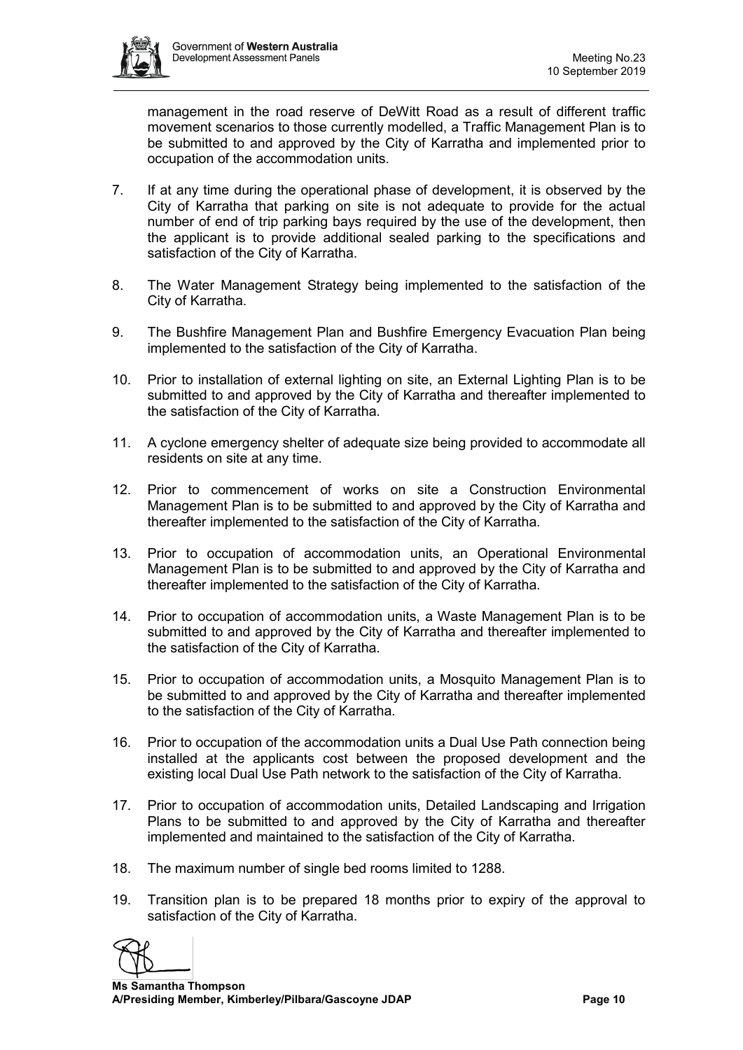management in the road reserve of DeWitt Road as a result of different traffic movement scenarios to those currently modelled, a Traffic Management Plan is to be submitted to and approved by the City of Karratha and implemented prior to occupation of the accommodation units.

7. If at any time during the operational phase of development, it is observed by the City of Karratha that parking on site is not adequate to provide for the actual number of end of trip parking bays required by the use of the development, then the applicant is to provide additional sealed parking to the specifications and satisfaction of the City of Karratha.

8. The Water Management Strategy being implemented to the satisfaction of the City of Karratha.

9. The Bushfire Management Plan and Bushfire Emergency Evacuation Plan being implemented to the satisfaction of the City of Karratha.

10. Prior to installation of external lighting on site, an External Lighting Plan is to be submitted to and approved by the City of Karratha and thereafter implemented to the satisfaction of the City of Karratha.

11. A cyclone emergency shelter of adequate size being provided to accommodate all residents on site at any time.

12. Prior to commencement of works on site a Construction Environmental Management Plan is to be submitted to and approved by the City of Karratha and thereafter implemented to the satisfaction of the City of Karratha.

13. Prior to occupation of accommodation units, an Operational Environmental Management Plan is to be submitted to and approved by the City of Karratha and thereafter implemented to the satisfaction of the City of Karratha.

14. Prior to occupation of accommodation units, a Waste Management Plan is to be submitted to and approved by the City of Karratha and thereafter implemented to the satisfaction of the City of Karratha.

15. Prior to occupation of accommodation units, a Mosquito Management Plan is to be submitted to and approved by the City of Karratha and thereafter implemented to the satisfaction of the City of Karratha.

16. Prior to occupation of the accommodation units a Dual Use Path connection being installed at the applicants cost between the proposed development and the existing local Dual Use Path network to the satisfaction of the City of Karratha.

17. Prior to occupation of accommodation units, Detailed Landscaping and Irrigation Plans to be submitted to and approved by the City of Karratha and thereafter implemented and maintained to the satisfaction of the City of Karratha.

18. The maximum number of single bed rooms limited to 1288.

19. Transition plan is to be prepared 18 months prior to expiry of the approval to satisfaction of the City of Karratha.

**Ms Samantha Thompson**
**A/Presiding Member, Kimberley/Pilbara/Gascoyne JDAP**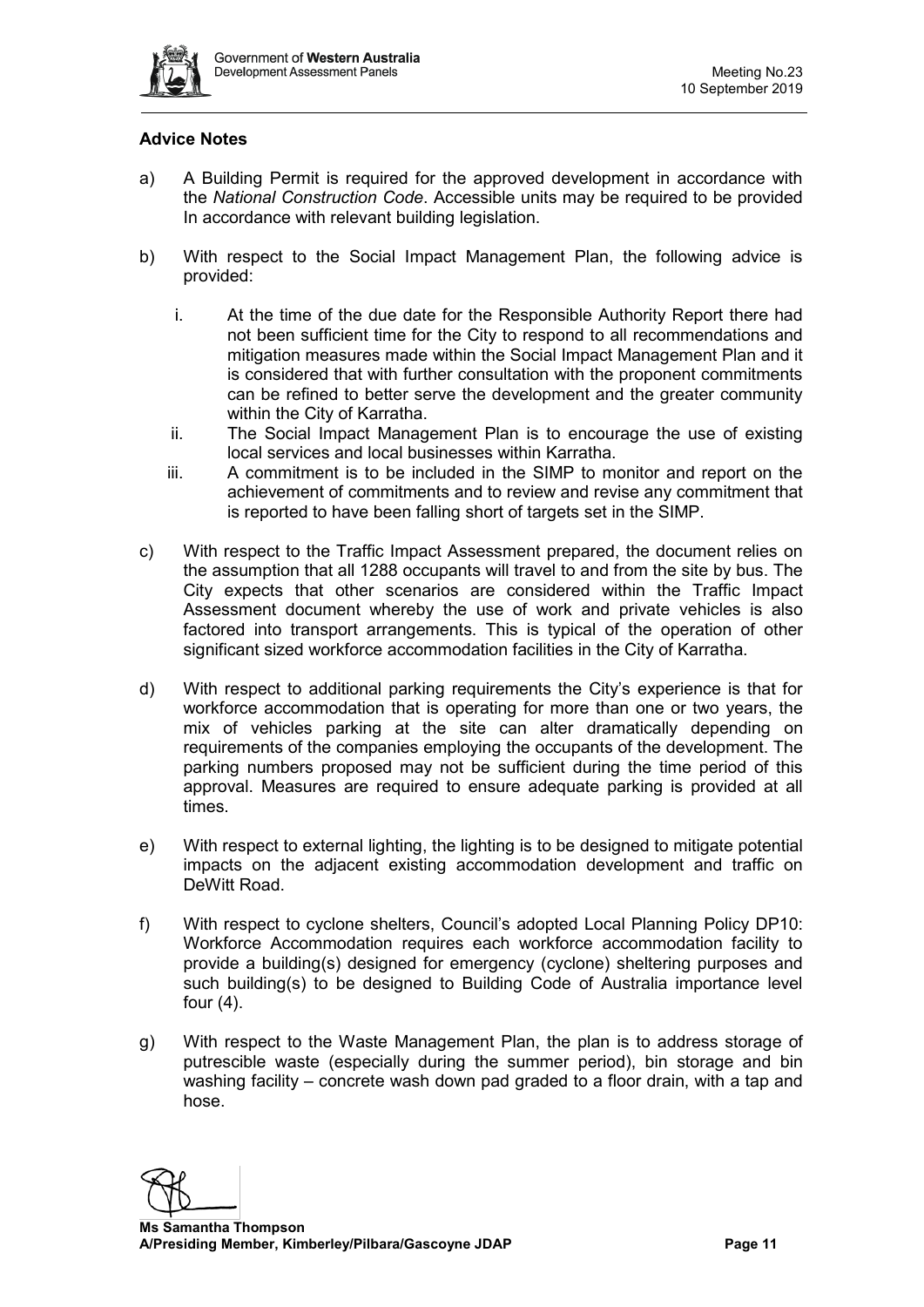### Advice Notes

a) A Building Permit is required for the approved development in accordance with the *National Construction Code*. Accessible units may be required to be provided In accordance with relevant building legislation.

b) With respect to the Social Impact Management Plan, the following advice is provided:

   i. At the time of the due date for the Responsible Authority Report there had not been sufficient time for the City to respond to all recommendations and mitigation measures made within the Social Impact Management Plan and it is considered that with further consultation with the proponent commitments can be refined to better serve the development and the greater community within the City of Karratha.

   ii. The Social Impact Management Plan is to encourage the use of existing local services and local businesses within Karratha.

   iii. A commitment is to be included in the SIMP to monitor and report on the achievement of commitments and to review and revise any commitment that is reported to have been falling short of targets set in the SIMP.

c) With respect to the Traffic Impact Assessment prepared, the document relies on the assumption that all 1288 occupants will travel to and from the site by bus. The City expects that other scenarios are considered within the Traffic Impact Assessment document whereby the use of work and private vehicles is also factored into transport arrangements. This is typical of the operation of other significant sized workforce accommodation facilities in the City of Karratha.

d) With respect to additional parking requirements the City's experience is that for workforce accommodation that is operating for more than one or two years, the mix of vehicles parking at the site can alter dramatically depending on requirements of the companies employing the occupants of the development. The parking numbers proposed may not be sufficient during the time period of this approval. Measures are required to ensure adequate parking is provided at all times.

e) With respect to external lighting, the lighting is to be designed to mitigate potential impacts on the adjacent existing accommodation development and traffic on DeWitt Road.

f) With respect to cyclone shelters, Council's adopted Local Planning Policy DP10: Workforce Accommodation requires each workforce accommodation facility to provide a building(s) designed for emergency (cyclone) sheltering purposes and such building(s) to be designed to Building Code of Australia importance level four (4).

g) With respect to the Waste Management Plan, the plan is to address storage of putrescible waste (especially during the summer period), bin storage and bin washing facility – concrete wash down pad graded to a floor drain, with a tap and hose.

**Ms Samantha Thompson**
**A/Presiding Member, Kimberley/Pilbara/Gascoyne JDAP**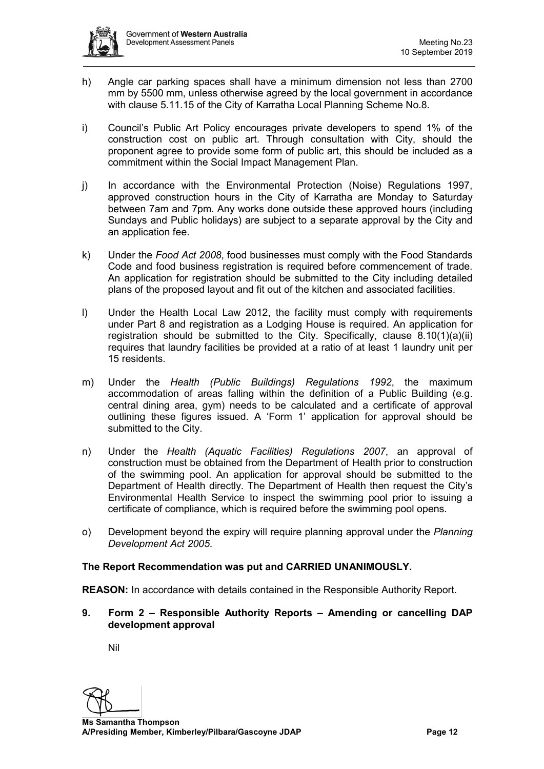h) Angle car parking spaces shall have a minimum dimension not less than 2700 mm by 5500 mm, unless otherwise agreed by the local government in accordance with clause 5.11.15 of the City of Karratha Local Planning Scheme No.8.

i) Council's Public Art Policy encourages private developers to spend 1% of the construction cost on public art. Through consultation with City, should the proponent agree to provide some form of public art, this should be included as a commitment within the Social Impact Management Plan.

j) In accordance with the Environmental Protection (Noise) Regulations 1997, approved construction hours in the City of Karratha are Monday to Saturday between 7am and 7pm. Any works done outside these approved hours (including Sundays and Public holidays) are subject to a separate approval by the City and an application fee.

k) Under the *Food Act 2008*, food businesses must comply with the Food Standards Code and food business registration is required before commencement of trade. An application for registration should be submitted to the City including detailed plans of the proposed layout and fit out of the kitchen and associated facilities.

l) Under the Health Local Law 2012, the facility must comply with requirements under Part 8 and registration as a Lodging House is required. An application for registration should be submitted to the City. Specifically, clause 8.10(1)(a)(ii) requires that laundry facilities be provided at a ratio of at least 1 laundry unit per 15 residents.

m) Under the *Health (Public Buildings) Regulations 1992*, the maximum accommodation of areas falling within the definition of a Public Building (e.g. central dining area, gym) needs to be calculated and a certificate of approval outlining these figures issued. A 'Form 1' application for approval should be submitted to the City.

n) Under the *Health (Aquatic Facilities) Regulations 2007*, an approval of construction must be obtained from the Department of Health prior to construction of the swimming pool. An application for approval should be submitted to the Department of Health directly. The Department of Health then request the City's Environmental Health Service to inspect the swimming pool prior to issuing a certificate of compliance, which is required before the swimming pool opens.

o) Development beyond the expiry will require planning approval under the *Planning Development Act 2005*.

**The Report Recommendation was put and CARRIED UNANIMOUSLY.**

**REASON:** In accordance with details contained in the Responsible Authority Report.

## 9. Form 2 – Responsible Authority Reports – Amending or cancelling DAP development approval

Nil

**Ms Samantha Thompson**
**A/Presiding Member, Kimberley/Pilbara/Gascoyne JDAP**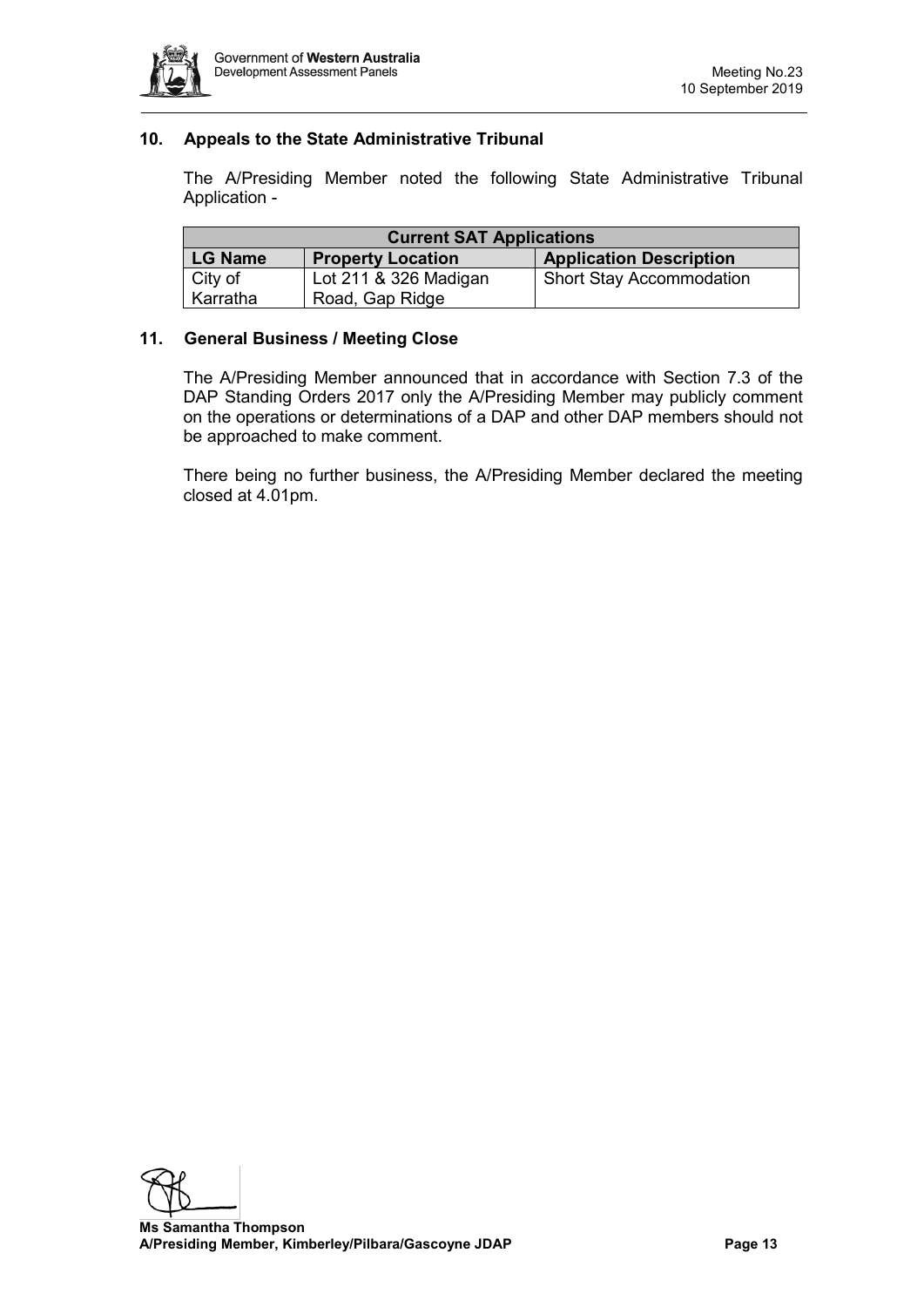## 10. Appeals to the State Administrative Tribunal

The A/Presiding Member noted the following State Administrative Tribunal Application -

| Current SAT Applications | | |
|---|---|---|
| **LG Name** | **Property Location** | **Application Description** |
| City of Karratha | Lot 211 & 326 Madigan Road, Gap Ridge | Short Stay Accommodation |

## 11. General Business / Meeting Close

The A/Presiding Member announced that in accordance with Section 7.3 of the DAP Standing Orders 2017 only the A/Presiding Member may publicly comment on the operations or determinations of a DAP and other DAP members should not be approached to make comment.

There being no further business, the A/Presiding Member declared the meeting closed at 4.01pm.

**Ms Samantha Thompson**
**A/Presiding Member, Kimberley/Pilbara/Gascoyne JDAP**